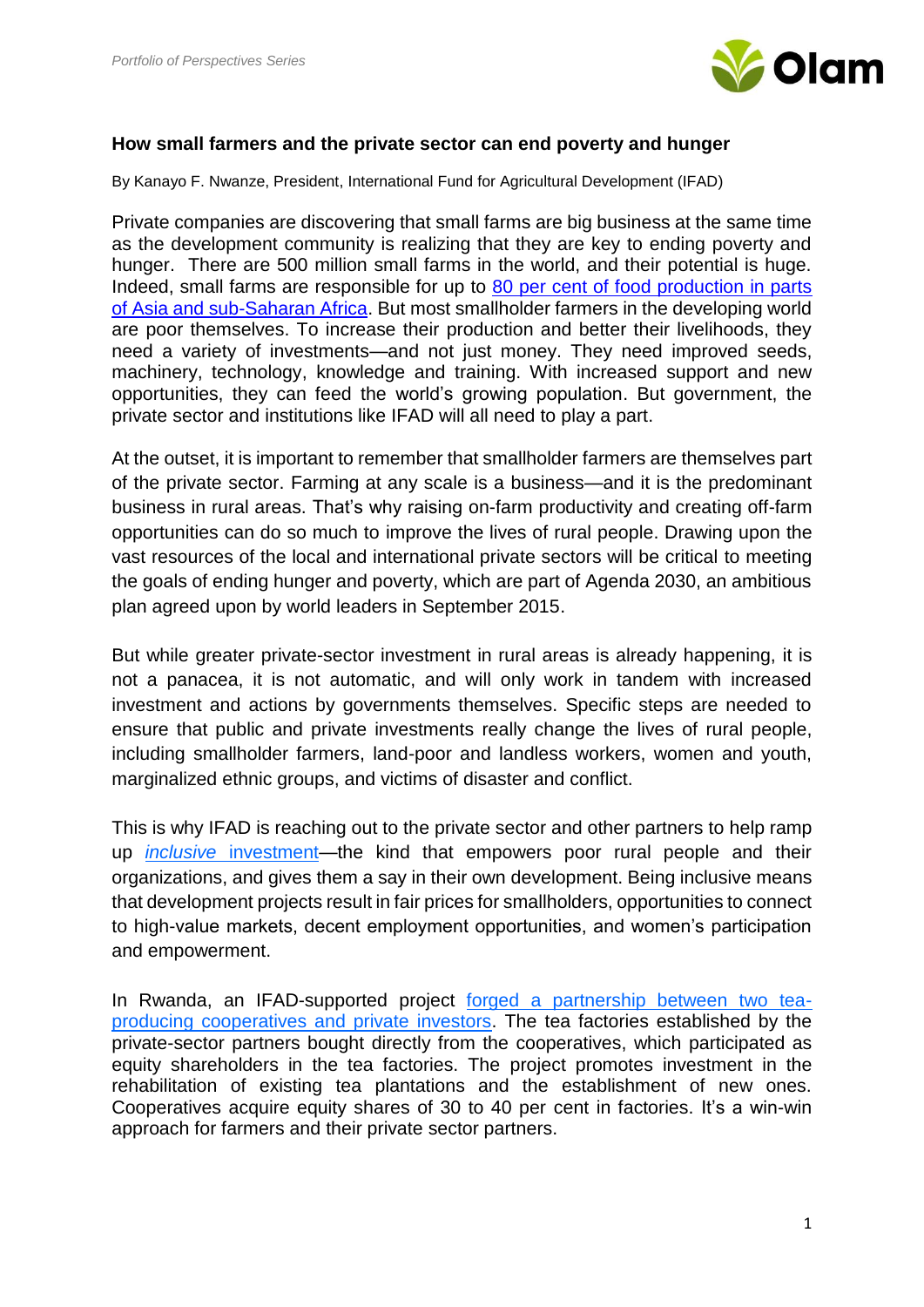## How small farmers and the private sector can end poverty and hunger

By Kanayo F. Nwanze, President, International Fund for Agricultural Development (IFAD)

Private companies are discovering that small farms are big business at the same time as the development community is realizing that they are key to ending poverty and hunger. There are 500 million small farms in the world, and their potential is huge. Indeed, small farms are responsible for up to [80 per cent of food production in parts of Asia and sub-Saharan Africa](). But most smallholder farmers in the developing world are poor themselves. To increase their production and better their livelihoods, they need a variety of investments—and not just money. They need improved seeds, machinery, technology, knowledge and training. With increased support and new opportunities, they can feed the world's growing population. But government, the private sector and institutions like IFAD will all need to play a part.

At the outset, it is important to remember that smallholder farmers are themselves part of the private sector. Farming at any scale is a business—and it is the predominant business in rural areas. That's why raising on-farm productivity and creating off-farm opportunities can do so much to improve the lives of rural people. Drawing upon the vast resources of the local and international private sectors will be critical to meeting the goals of ending hunger and poverty, which are part of Agenda 2030, an ambitious plan agreed upon by world leaders in September 2015.

But while greater private-sector investment in rural areas is already happening, it is not a panacea, it is not automatic, and will only work in tandem with increased investment and actions by governments themselves. Specific steps are needed to ensure that public and private investments really change the lives of rural people, including smallholder farmers, land-poor and landless workers, women and youth, marginalized ethnic groups, and victims of disaster and conflict.

This is why IFAD is reaching out to the private sector and other partners to help ramp up [*inclusive* investment]()—the kind that empowers poor rural people and their organizations, and gives them a say in their own development. Being inclusive means that development projects result in fair prices for smallholders, opportunities to connect to high-value markets, decent employment opportunities, and women's participation and empowerment.

In Rwanda, an IFAD-supported project [forged a partnership between two tea-producing cooperatives and private investors](). The tea factories established by the private-sector partners bought directly from the cooperatives, which participated as equity shareholders in the tea factories. The project promotes investment in the rehabilitation of existing tea plantations and the establishment of new ones. Cooperatives acquire equity shares of 30 to 40 per cent in factories. It's a win-win approach for farmers and their private sector partners.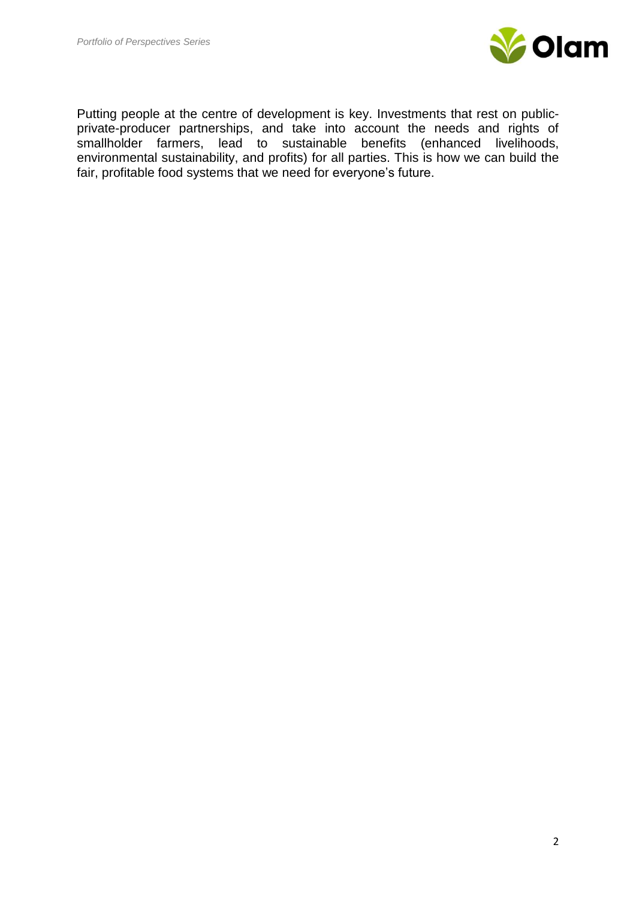Putting people at the centre of development is key. Investments that rest on public-private-producer partnerships, and take into account the needs and rights of smallholder farmers, lead to sustainable benefits (enhanced livelihoods, environmental sustainability, and profits) for all parties. This is how we can build the fair, profitable food systems that we need for everyone's future.